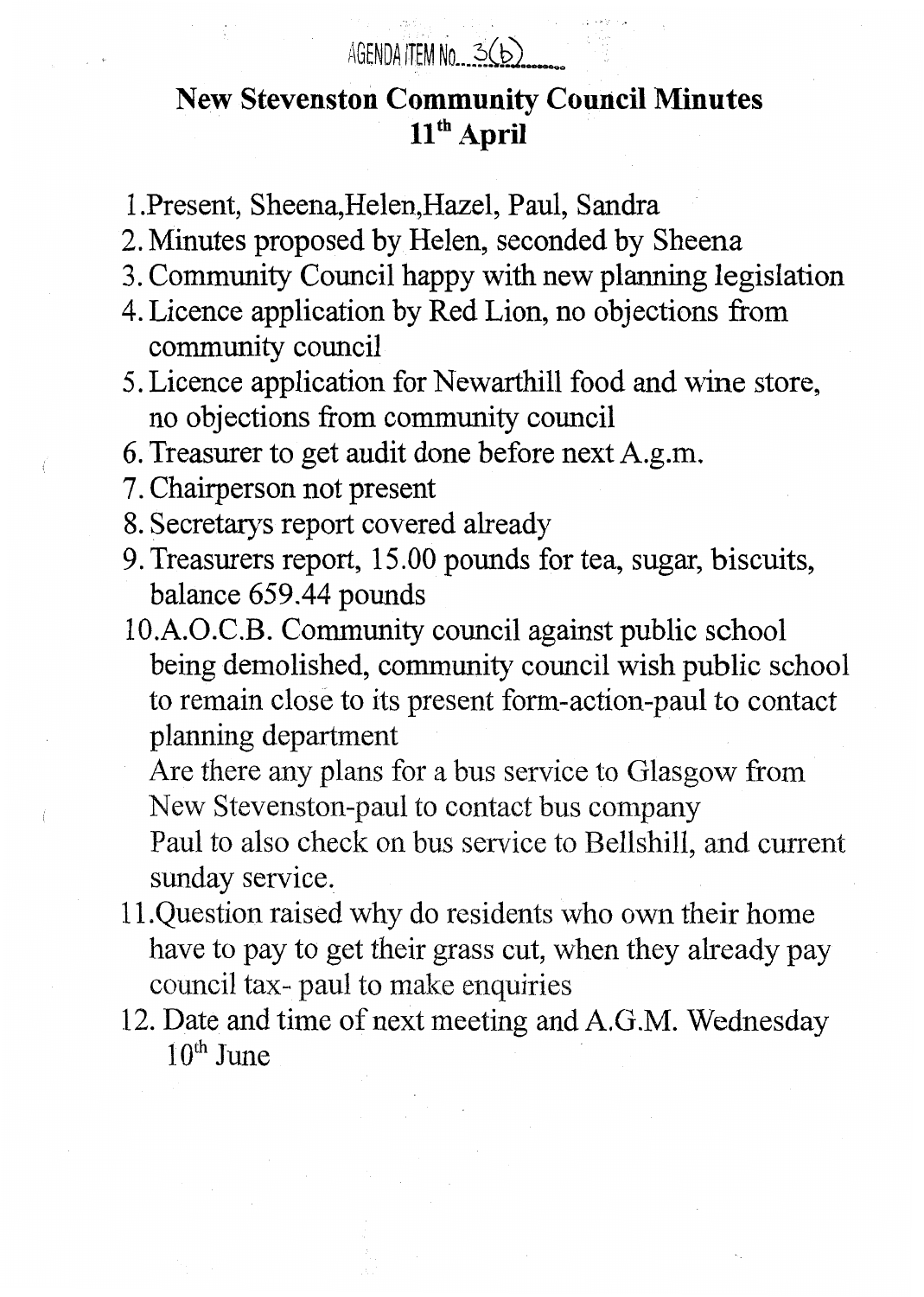AGENDA ITEM No. 3(b)

# New Stevenston Community Council Minutes
## 11th April

1. Present, Sheena,Helen,Hazel, Paul, Sandra
2. Minutes proposed by Helen, seconded by Sheena
3. Community Council happy with new planning legislation
4. Licence application by Red Lion, no objections from community council
5. Licence application for Newarthill food and wine store, no objections from community council
6. Treasurer to get audit done before next A.g.m.
7. Chairperson not present
8. Secretarys report covered already
9. Treasurers report, 15.00 pounds for tea, sugar, biscuits, balance 659.44 pounds
10. A.O.C.B. Community council against public school being demolished, community council wish public school to remain close to its present form-action-paul to contact planning department

    Are there any plans for a bus service to Glasgow from New Stevenston-paul to contact bus company

    Paul to also check on bus service to Bellshill, and current sunday service.
11. Question raised why do residents who own their home have to pay to get their grass cut, when they already pay council tax- paul to make enquiries
12. Date and time of next meeting and A.G.M. Wednesday 10th June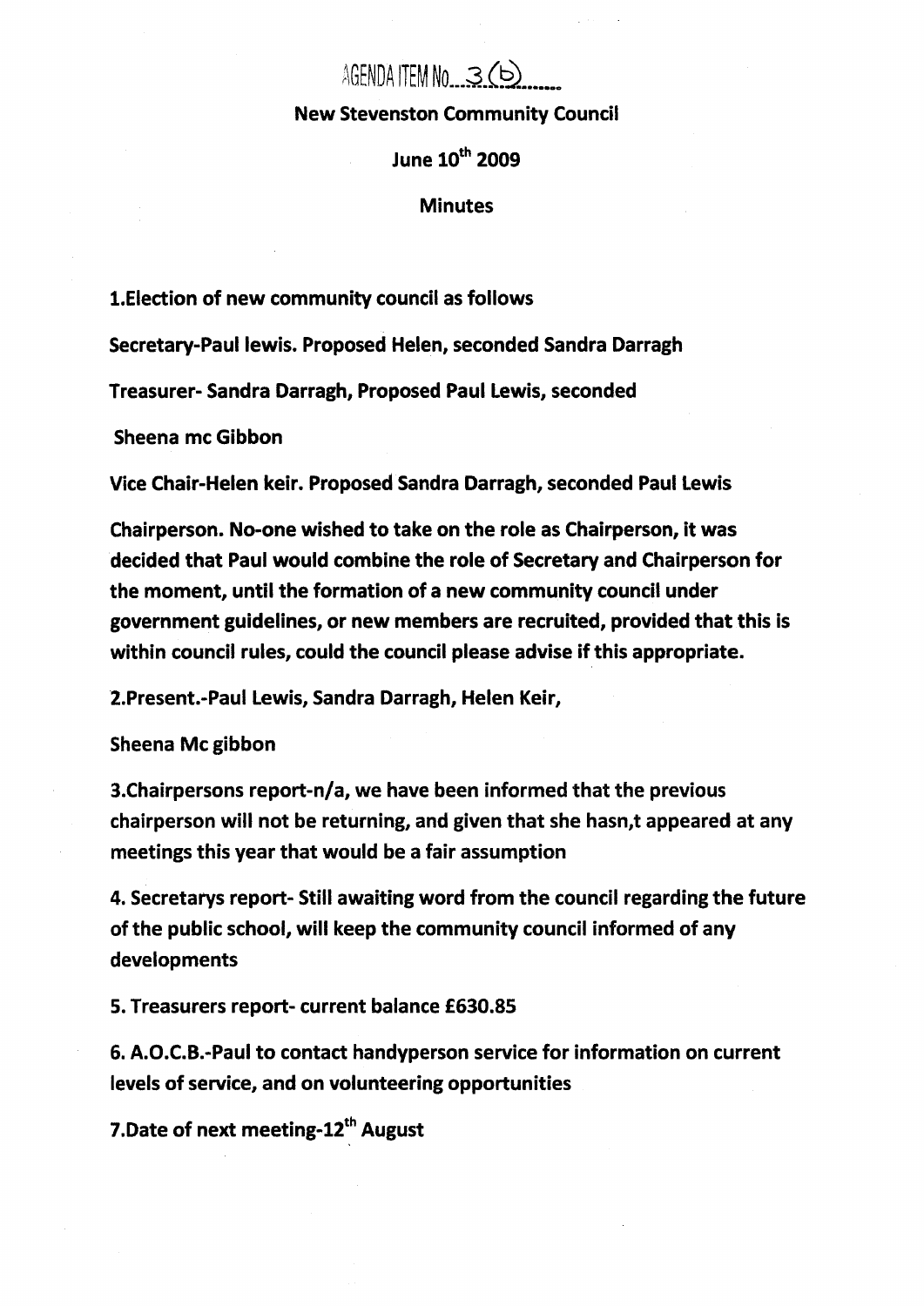AGENDA ITEM No. 3 (b)

**New Stevenston Community Council**

**June 10th 2009**

**Minutes**

**1.Election of new community council as follows**

**Secretary-Paul lewis. Proposed Helen, seconded Sandra Darragh**

**Treasurer- Sandra Darragh, Proposed Paul Lewis, seconded**

**Sheena mc Gibbon**

**Vice Chair-Helen keir. Proposed Sandra Darragh, seconded Paul Lewis**

**Chairperson. No-one wished to take on the role as Chairperson, it was decided that Paul would combine the role of Secretary and Chairperson for the moment, until the formation of a new community council under government guidelines, or new members are recruited, provided that this is within council rules, could the council please advise if this appropriate.**

**2.Present.-Paul Lewis, Sandra Darragh, Helen Keir,**

**Sheena Mc gibbon**

**3.Chairpersons report-n/a, we have been informed that the previous chairperson will not be returning, and given that she hasn,t appeared at any meetings this year that would be a fair assumption**

**4. Secretarys report- Still awaiting word from the council regarding the future of the public school, will keep the community council informed of any developments**

**5. Treasurers report- current balance £630.85**

**6. A.O.C.B.-Paul to contact handyperson service for information on current levels of service, and on volunteering opportunities**

**7.Date of next meeting-12th August**